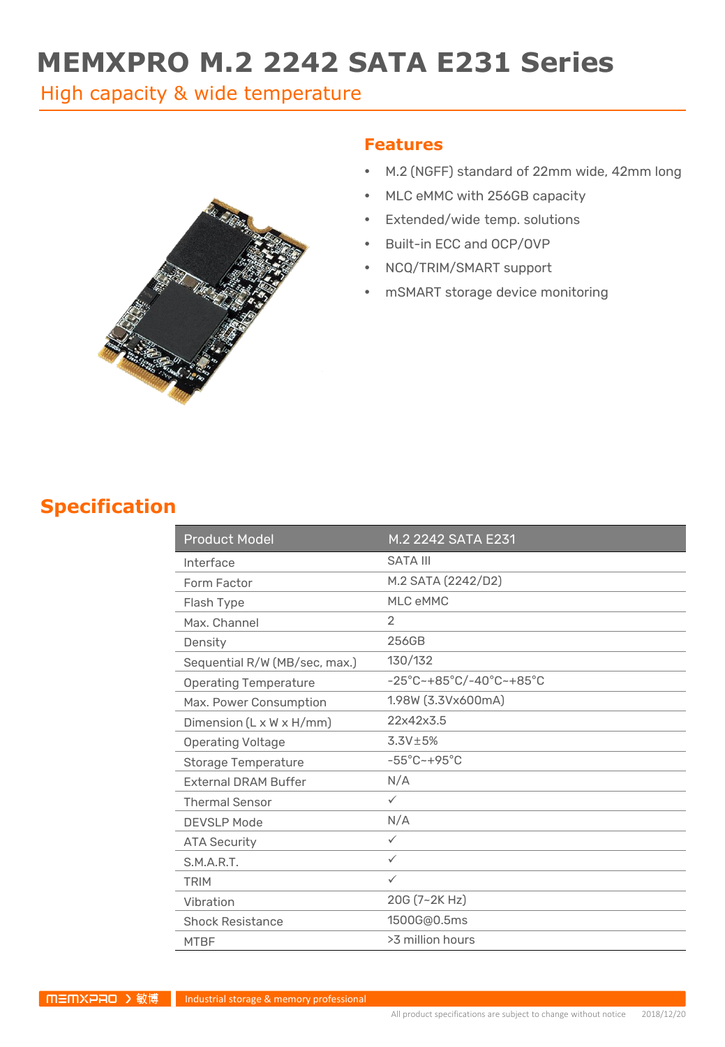# MEMXPRO M.2 2242 SATA E231 Series

## High capacity & wide temperature

### Features

- M.2 (NGFF) standard of 22mm wide, 42mm long
- MLC eMMC with 256GB capacity
- Extended/wide temp. solutions
- Built-in ECC and OCP/OVP
- NCQ/TRIM/SMART support
- mSMART storage device monitoring

## Specification

| Product Model | M.2 2242 SATA E231 |
|---|---|
| Interface | SATA III |
| Form Factor | M.2 SATA (2242/D2) |
| Flash Type | MLC eMMC |
| Max. Channel | 2 |
| Density | 256GB |
| Sequential R/W (MB/sec, max.) | 130/132 |
| Operating Temperature | -25°C~+85°C/-40°C~+85°C |
| Max. Power Consumption | 1.98W (3.3Vx600mA) |
| Dimension (L x W x H/mm) | 22x42x3.5 |
| Operating Voltage | 3.3V±5% |
| Storage Temperature | -55°C~+95°C |
| External DRAM Buffer | N/A |
| Thermal Sensor | ✓ |
| DEVSLP Mode | N/A |
| ATA Security | ✓ |
| S.M.A.R.T. | ✓ |
| TRIM | ✓ |
| Vibration | 20G (7~2K Hz) |
| Shock Resistance | 1500G@0.5ms |
| MTBF | >3 million hours |

MEMXPRO 敏博 Industrial storage & memory professional

All product specifications are subject to change without notice 2018/12/20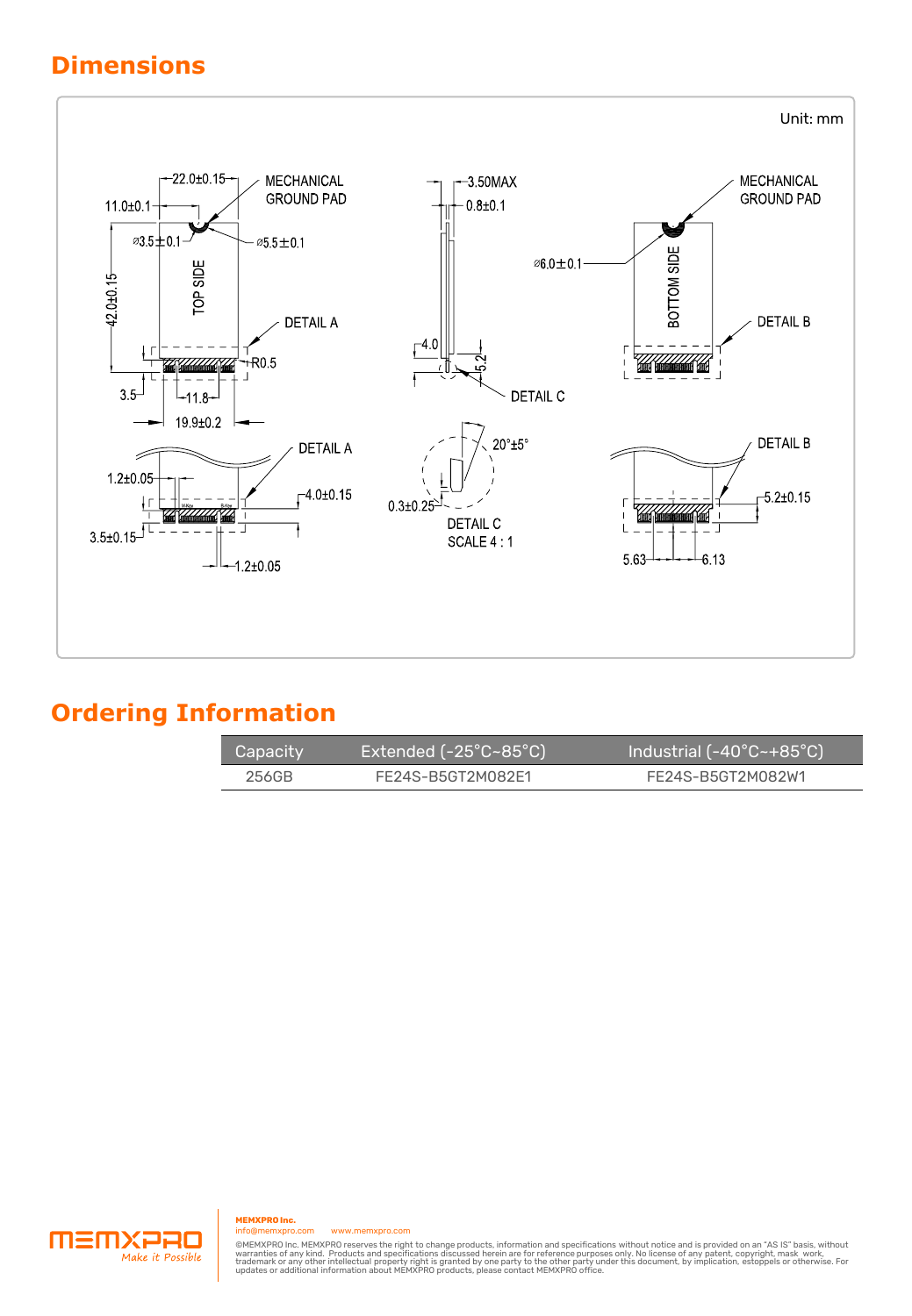## Dimensions

Unit: mm

22.0±0.15
11.0±0.1
MECHANICAL GROUND PAD
∅3.5±0.1
∅5.5±0.1
42.0±0.15
TOP SIDE
DETAIL A
R0.5
3.5
11.8
19.9±0.2

3.50MAX
0.8±0.1
∅6.0±0.1
4.0
5.2
DETAIL C

MECHANICAL GROUND PAD
BOTTOM SIDE
DETAIL B

DETAIL A
1.2±0.05
4.0±0.15
3.5±0.15
1.2±0.05

20°±5°
0.3±0.25
DETAIL C
SCALE 4 : 1

DETAIL B
5.2±0.15
5.63
6.13

## Ordering Information

| Capacity | Extended (-25°C~85°C) | Industrial (-40°C~+85°C) |
|---|---|---|
| 256GB | FE24S-B5GT2M082E1 | FE24S-B5GT2M082W1 |

MEMXPRO Make it Possible

**MEMXPRO Inc.**
info@memxpro.com www.memxpro.com

©MEMXPRO Inc. MEMXPRO reserves the right to change products, information and specifications without notice and is provided on an "AS IS" basis, without warranties of any kind. Products and specifications discussed herein are for reference purposes only. No license of any patent, copyright, mask work, trademark or any other intellectual property right is granted by one party to the other party under this document, by implication, estoppels or otherwise. For updates or additional information about MEMXPRO products, please contact MEMXPRO office.